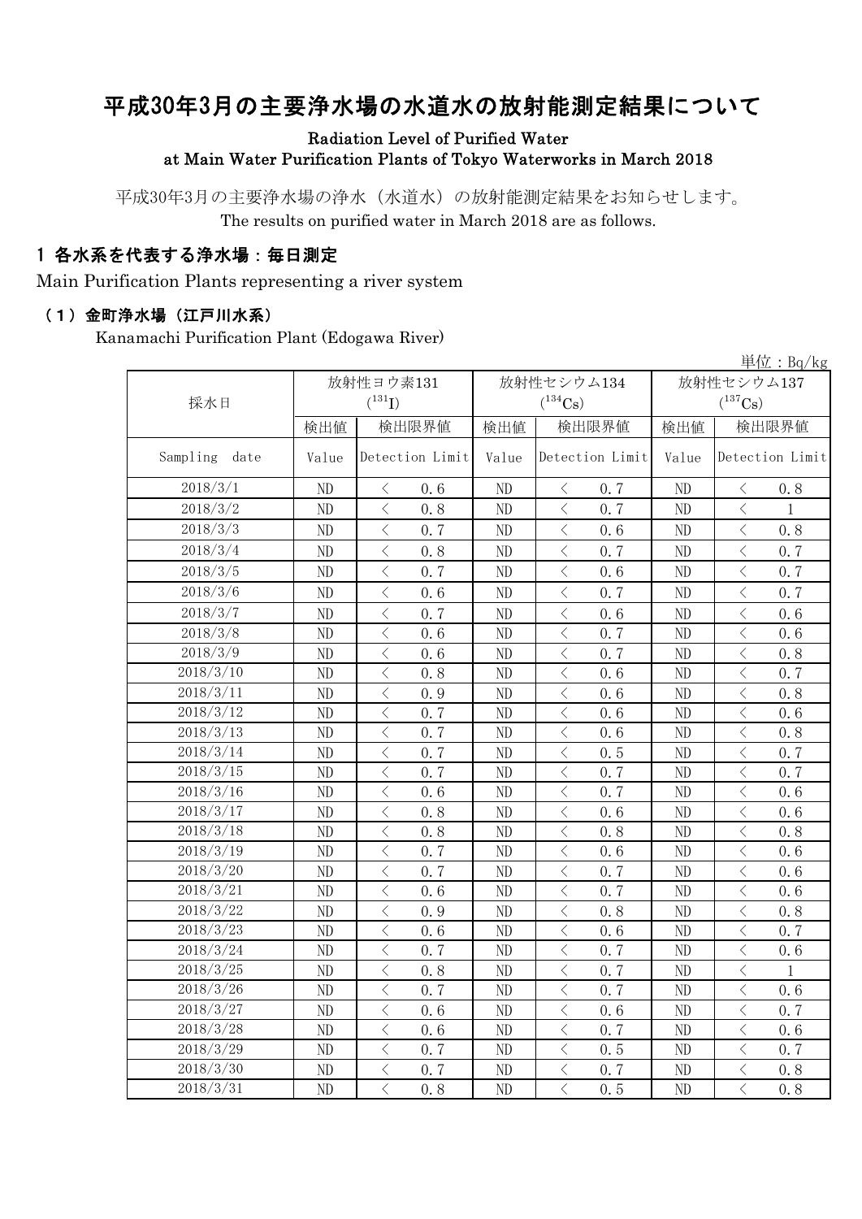# 平成30年3月の主要浄水場の水道水の放射能測定結果について

Radiation Level of Purified Water at Main Water Purification Plants of Tokyo Waterworks in March 2018

平成30年3月の主要浄水場の浄水（水道水）の放射能測定結果をお知らせします。
The results on purified water in March 2018 are as follows.

## 1 各水系を代表する浄水場：毎日測定

Main Purification Plants representing a river system

### （1）金町浄水場（江戸川水系）

Kanamachi Purification Plant (Edogawa River)

単位：Bq/kg

| 採水日 | 放射性ヨウ素131 ($^{131}I$) | | 放射性セシウム134 ($^{134}Cs$) | | 放射性セシウム137 ($^{137}Cs$) | |
|---|---|---|---|---|---|---|
| | 検出値 | 検出限界値 | 検出値 | 検出限界値 | 検出値 | 検出限界値 |
| Sampling date | Value | Detection Limit | Value | Detection Limit | Value | Detection Limit |
| 2018/3/1 | ND | ＜ 0.6 | ND | ＜ 0.7 | ND | ＜ 0.8 |
| 2018/3/2 | ND | ＜ 0.8 | ND | ＜ 0.7 | ND | ＜ 1 |
| 2018/3/3 | ND | ＜ 0.7 | ND | ＜ 0.6 | ND | ＜ 0.8 |
| 2018/3/4 | ND | ＜ 0.8 | ND | ＜ 0.7 | ND | ＜ 0.7 |
| 2018/3/5 | ND | ＜ 0.7 | ND | ＜ 0.6 | ND | ＜ 0.7 |
| 2018/3/6 | ND | ＜ 0.6 | ND | ＜ 0.7 | ND | ＜ 0.7 |
| 2018/3/7 | ND | ＜ 0.7 | ND | ＜ 0.6 | ND | ＜ 0.6 |
| 2018/3/8 | ND | ＜ 0.6 | ND | ＜ 0.7 | ND | ＜ 0.6 |
| 2018/3/9 | ND | ＜ 0.6 | ND | ＜ 0.7 | ND | ＜ 0.8 |
| 2018/3/10 | ND | ＜ 0.8 | ND | ＜ 0.6 | ND | ＜ 0.7 |
| 2018/3/11 | ND | ＜ 0.9 | ND | ＜ 0.6 | ND | ＜ 0.8 |
| 2018/3/12 | ND | ＜ 0.7 | ND | ＜ 0.6 | ND | ＜ 0.6 |
| 2018/3/13 | ND | ＜ 0.7 | ND | ＜ 0.6 | ND | ＜ 0.8 |
| 2018/3/14 | ND | ＜ 0.7 | ND | ＜ 0.5 | ND | ＜ 0.7 |
| 2018/3/15 | ND | ＜ 0.7 | ND | ＜ 0.7 | ND | ＜ 0.7 |
| 2018/3/16 | ND | ＜ 0.6 | ND | ＜ 0.7 | ND | ＜ 0.6 |
| 2018/3/17 | ND | ＜ 0.8 | ND | ＜ 0.6 | ND | ＜ 0.6 |
| 2018/3/18 | ND | ＜ 0.8 | ND | ＜ 0.8 | ND | ＜ 0.8 |
| 2018/3/19 | ND | ＜ 0.7 | ND | ＜ 0.6 | ND | ＜ 0.6 |
| 2018/3/20 | ND | ＜ 0.7 | ND | ＜ 0.7 | ND | ＜ 0.6 |
| 2018/3/21 | ND | ＜ 0.6 | ND | ＜ 0.7 | ND | ＜ 0.6 |
| 2018/3/22 | ND | ＜ 0.9 | ND | ＜ 0.8 | ND | ＜ 0.8 |
| 2018/3/23 | ND | ＜ 0.6 | ND | ＜ 0.6 | ND | ＜ 0.7 |
| 2018/3/24 | ND | ＜ 0.7 | ND | ＜ 0.7 | ND | ＜ 0.6 |
| 2018/3/25 | ND | ＜ 0.8 | ND | ＜ 0.7 | ND | ＜ 1 |
| 2018/3/26 | ND | ＜ 0.7 | ND | ＜ 0.7 | ND | ＜ 0.6 |
| 2018/3/27 | ND | ＜ 0.6 | ND | ＜ 0.6 | ND | ＜ 0.7 |
| 2018/3/28 | ND | ＜ 0.6 | ND | ＜ 0.7 | ND | ＜ 0.6 |
| 2018/3/29 | ND | ＜ 0.7 | ND | ＜ 0.5 | ND | ＜ 0.7 |
| 2018/3/30 | ND | ＜ 0.7 | ND | ＜ 0.7 | ND | ＜ 0.8 |
| 2018/3/31 | ND | ＜ 0.8 | ND | ＜ 0.5 | ND | ＜ 0.8 |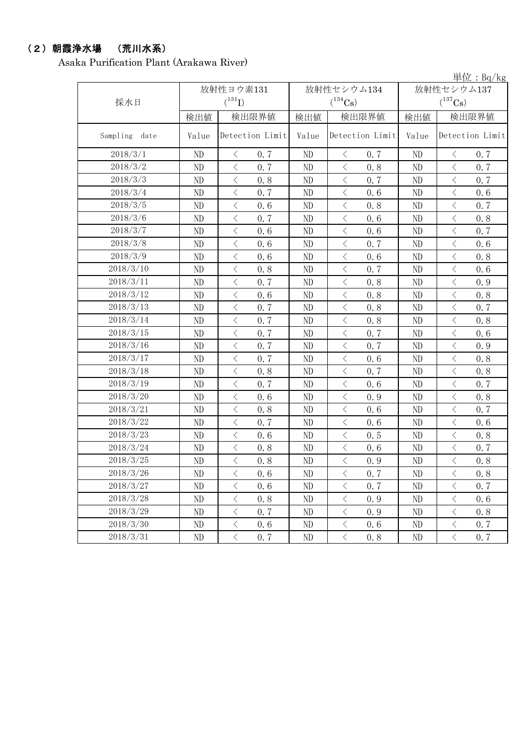## （2）朝霞浄水場　（荒川水系）

Asaka Purification Plant (Arakawa River)

単位：Bq/kg

| 採水日 | 放射性ヨウ素131 ($^{131}I$) | | 放射性セシウム134 ($^{134}Cs$) | | 放射性セシウム137 ($^{137}Cs$) | |
|---|---|---|---|---|---|---|
| | 検出値 | 検出限界値 | 検出値 | 検出限界値 | 検出値 | 検出限界値 |
| Sampling date | Value | Detection Limit | Value | Detection Limit | Value | Detection Limit |
| 2018/3/1 | ND | ＜ 0.7 | ND | ＜ 0.7 | ND | ＜ 0.7 |
| 2018/3/2 | ND | ＜ 0.7 | ND | ＜ 0.8 | ND | ＜ 0.7 |
| 2018/3/3 | ND | ＜ 0.8 | ND | ＜ 0.7 | ND | ＜ 0.7 |
| 2018/3/4 | ND | ＜ 0.7 | ND | ＜ 0.6 | ND | ＜ 0.6 |
| 2018/3/5 | ND | ＜ 0.6 | ND | ＜ 0.8 | ND | ＜ 0.7 |
| 2018/3/6 | ND | ＜ 0.7 | ND | ＜ 0.6 | ND | ＜ 0.8 |
| 2018/3/7 | ND | ＜ 0.6 | ND | ＜ 0.6 | ND | ＜ 0.7 |
| 2018/3/8 | ND | ＜ 0.6 | ND | ＜ 0.7 | ND | ＜ 0.6 |
| 2018/3/9 | ND | ＜ 0.6 | ND | ＜ 0.6 | ND | ＜ 0.8 |
| 2018/3/10 | ND | ＜ 0.8 | ND | ＜ 0.7 | ND | ＜ 0.6 |
| 2018/3/11 | ND | ＜ 0.7 | ND | ＜ 0.8 | ND | ＜ 0.9 |
| 2018/3/12 | ND | ＜ 0.6 | ND | ＜ 0.8 | ND | ＜ 0.8 |
| 2018/3/13 | ND | ＜ 0.7 | ND | ＜ 0.8 | ND | ＜ 0.7 |
| 2018/3/14 | ND | ＜ 0.7 | ND | ＜ 0.8 | ND | ＜ 0.8 |
| 2018/3/15 | ND | ＜ 0.7 | ND | ＜ 0.7 | ND | ＜ 0.6 |
| 2018/3/16 | ND | ＜ 0.7 | ND | ＜ 0.7 | ND | ＜ 0.9 |
| 2018/3/17 | ND | ＜ 0.7 | ND | ＜ 0.6 | ND | ＜ 0.8 |
| 2018/3/18 | ND | ＜ 0.8 | ND | ＜ 0.7 | ND | ＜ 0.8 |
| 2018/3/19 | ND | ＜ 0.7 | ND | ＜ 0.6 | ND | ＜ 0.7 |
| 2018/3/20 | ND | ＜ 0.6 | ND | ＜ 0.9 | ND | ＜ 0.8 |
| 2018/3/21 | ND | ＜ 0.8 | ND | ＜ 0.6 | ND | ＜ 0.7 |
| 2018/3/22 | ND | ＜ 0.7 | ND | ＜ 0.6 | ND | ＜ 0.6 |
| 2018/3/23 | ND | ＜ 0.6 | ND | ＜ 0.5 | ND | ＜ 0.8 |
| 2018/3/24 | ND | ＜ 0.8 | ND | ＜ 0.6 | ND | ＜ 0.7 |
| 2018/3/25 | ND | ＜ 0.8 | ND | ＜ 0.9 | ND | ＜ 0.8 |
| 2018/3/26 | ND | ＜ 0.6 | ND | ＜ 0.7 | ND | ＜ 0.8 |
| 2018/3/27 | ND | ＜ 0.6 | ND | ＜ 0.7 | ND | ＜ 0.7 |
| 2018/3/28 | ND | ＜ 0.8 | ND | ＜ 0.9 | ND | ＜ 0.6 |
| 2018/3/29 | ND | ＜ 0.7 | ND | ＜ 0.9 | ND | ＜ 0.8 |
| 2018/3/30 | ND | ＜ 0.6 | ND | ＜ 0.6 | ND | ＜ 0.7 |
| 2018/3/31 | ND | ＜ 0.7 | ND | ＜ 0.8 | ND | ＜ 0.7 |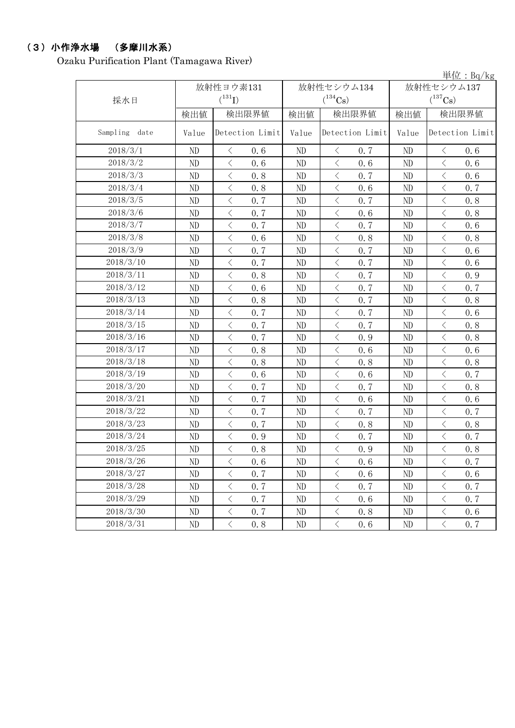## （3）小作浄水場　（多摩川水系）

Ozaku Purification Plant (Tamagawa River)

単位：Bq/kg

| 採水日 | 放射性ヨウ素131 ($^{131}I$) | | 放射性セシウム134 ($^{134}Cs$) | | 放射性セシウム137 ($^{137}Cs$) | |
|---|---|---|---|---|---|---|
| | 検出値 | 検出限界値 | 検出値 | 検出限界値 | 検出値 | 検出限界値 |
| Sampling date | Value | Detection Limit | Value | Detection Limit | Value | Detection Limit |
| 2018/3/1 | ND | ＜ 0.6 | ND | ＜ 0.7 | ND | ＜ 0.6 |
| 2018/3/2 | ND | ＜ 0.6 | ND | ＜ 0.6 | ND | ＜ 0.6 |
| 2018/3/3 | ND | ＜ 0.8 | ND | ＜ 0.7 | ND | ＜ 0.6 |
| 2018/3/4 | ND | ＜ 0.8 | ND | ＜ 0.6 | ND | ＜ 0.7 |
| 2018/3/5 | ND | ＜ 0.7 | ND | ＜ 0.7 | ND | ＜ 0.8 |
| 2018/3/6 | ND | ＜ 0.7 | ND | ＜ 0.6 | ND | ＜ 0.8 |
| 2018/3/7 | ND | ＜ 0.7 | ND | ＜ 0.7 | ND | ＜ 0.6 |
| 2018/3/8 | ND | ＜ 0.6 | ND | ＜ 0.8 | ND | ＜ 0.8 |
| 2018/3/9 | ND | ＜ 0.7 | ND | ＜ 0.7 | ND | ＜ 0.6 |
| 2018/3/10 | ND | ＜ 0.7 | ND | ＜ 0.7 | ND | ＜ 0.6 |
| 2018/3/11 | ND | ＜ 0.8 | ND | ＜ 0.7 | ND | ＜ 0.9 |
| 2018/3/12 | ND | ＜ 0.6 | ND | ＜ 0.7 | ND | ＜ 0.7 |
| 2018/3/13 | ND | ＜ 0.8 | ND | ＜ 0.7 | ND | ＜ 0.8 |
| 2018/3/14 | ND | ＜ 0.7 | ND | ＜ 0.7 | ND | ＜ 0.6 |
| 2018/3/15 | ND | ＜ 0.7 | ND | ＜ 0.7 | ND | ＜ 0.8 |
| 2018/3/16 | ND | ＜ 0.7 | ND | ＜ 0.9 | ND | ＜ 0.8 |
| 2018/3/17 | ND | ＜ 0.8 | ND | ＜ 0.6 | ND | ＜ 0.6 |
| 2018/3/18 | ND | ＜ 0.8 | ND | ＜ 0.8 | ND | ＜ 0.8 |
| 2018/3/19 | ND | ＜ 0.6 | ND | ＜ 0.6 | ND | ＜ 0.7 |
| 2018/3/20 | ND | ＜ 0.7 | ND | ＜ 0.7 | ND | ＜ 0.8 |
| 2018/3/21 | ND | ＜ 0.7 | ND | ＜ 0.6 | ND | ＜ 0.6 |
| 2018/3/22 | ND | ＜ 0.7 | ND | ＜ 0.7 | ND | ＜ 0.7 |
| 2018/3/23 | ND | ＜ 0.7 | ND | ＜ 0.8 | ND | ＜ 0.8 |
| 2018/3/24 | ND | ＜ 0.9 | ND | ＜ 0.7 | ND | ＜ 0.7 |
| 2018/3/25 | ND | ＜ 0.8 | ND | ＜ 0.9 | ND | ＜ 0.8 |
| 2018/3/26 | ND | ＜ 0.6 | ND | ＜ 0.6 | ND | ＜ 0.7 |
| 2018/3/27 | ND | ＜ 0.7 | ND | ＜ 0.6 | ND | ＜ 0.6 |
| 2018/3/28 | ND | ＜ 0.7 | ND | ＜ 0.7 | ND | ＜ 0.7 |
| 2018/3/29 | ND | ＜ 0.7 | ND | ＜ 0.6 | ND | ＜ 0.7 |
| 2018/3/30 | ND | ＜ 0.7 | ND | ＜ 0.8 | ND | ＜ 0.6 |
| 2018/3/31 | ND | ＜ 0.8 | ND | ＜ 0.6 | ND | ＜ 0.7 |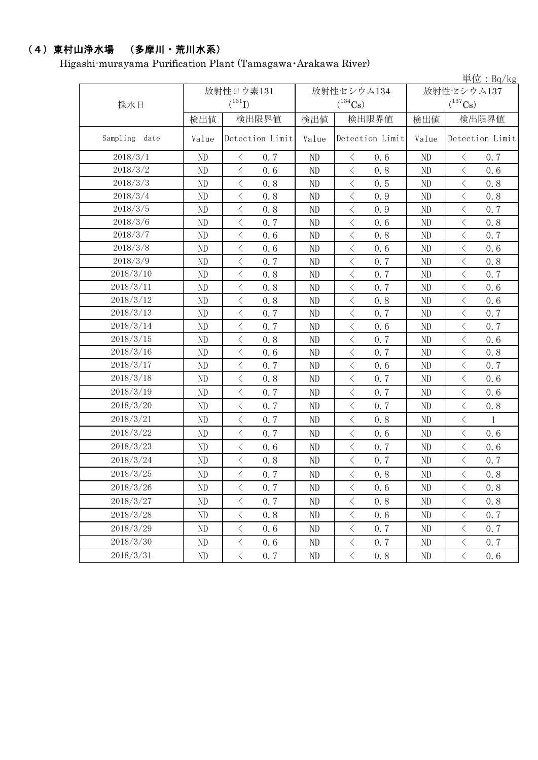## （4）東村山浄水場　（多摩川・荒川水系）

Higashi-murayama Purification Plant (Tamagawa･Arakawa River)

単位：Bq/kg

| 採水日 | 放射性ヨウ素131 ($^{131}$I) | | 放射性セシウム134 ($^{134}$Cs) | | 放射性セシウム137 ($^{137}$Cs) | |
|---|---|---|---|---|---|---|
| | 検出値 | 検出限界値 | 検出値 | 検出限界値 | 検出値 | 検出限界値 |
| Sampling date | Value | Detection Limit | Value | Detection Limit | Value | Detection Limit |
| 2018/3/1 | ND | ＜ 0.7 | ND | ＜ 0.6 | ND | ＜ 0.7 |
| 2018/3/2 | ND | ＜ 0.6 | ND | ＜ 0.8 | ND | ＜ 0.6 |
| 2018/3/3 | ND | ＜ 0.8 | ND | ＜ 0.5 | ND | ＜ 0.8 |
| 2018/3/4 | ND | ＜ 0.8 | ND | ＜ 0.9 | ND | ＜ 0.8 |
| 2018/3/5 | ND | ＜ 0.8 | ND | ＜ 0.9 | ND | ＜ 0.7 |
| 2018/3/6 | ND | ＜ 0.7 | ND | ＜ 0.6 | ND | ＜ 0.8 |
| 2018/3/7 | ND | ＜ 0.6 | ND | ＜ 0.8 | ND | ＜ 0.7 |
| 2018/3/8 | ND | ＜ 0.6 | ND | ＜ 0.6 | ND | ＜ 0.6 |
| 2018/3/9 | ND | ＜ 0.7 | ND | ＜ 0.7 | ND | ＜ 0.8 |
| 2018/3/10 | ND | ＜ 0.8 | ND | ＜ 0.7 | ND | ＜ 0.7 |
| 2018/3/11 | ND | ＜ 0.8 | ND | ＜ 0.7 | ND | ＜ 0.6 |
| 2018/3/12 | ND | ＜ 0.8 | ND | ＜ 0.8 | ND | ＜ 0.6 |
| 2018/3/13 | ND | ＜ 0.7 | ND | ＜ 0.7 | ND | ＜ 0.7 |
| 2018/3/14 | ND | ＜ 0.7 | ND | ＜ 0.6 | ND | ＜ 0.7 |
| 2018/3/15 | ND | ＜ 0.8 | ND | ＜ 0.7 | ND | ＜ 0.6 |
| 2018/3/16 | ND | ＜ 0.6 | ND | ＜ 0.7 | ND | ＜ 0.8 |
| 2018/3/17 | ND | ＜ 0.7 | ND | ＜ 0.6 | ND | ＜ 0.7 |
| 2018/3/18 | ND | ＜ 0.8 | ND | ＜ 0.7 | ND | ＜ 0.6 |
| 2018/3/19 | ND | ＜ 0.7 | ND | ＜ 0.7 | ND | ＜ 0.6 |
| 2018/3/20 | ND | ＜ 0.7 | ND | ＜ 0.7 | ND | ＜ 0.8 |
| 2018/3/21 | ND | ＜ 0.7 | ND | ＜ 0.8 | ND | ＜ 1 |
| 2018/3/22 | ND | ＜ 0.7 | ND | ＜ 0.6 | ND | ＜ 0.6 |
| 2018/3/23 | ND | ＜ 0.6 | ND | ＜ 0.7 | ND | ＜ 0.6 |
| 2018/3/24 | ND | ＜ 0.8 | ND | ＜ 0.7 | ND | ＜ 0.7 |
| 2018/3/25 | ND | ＜ 0.7 | ND | ＜ 0.8 | ND | ＜ 0.8 |
| 2018/3/26 | ND | ＜ 0.7 | ND | ＜ 0.6 | ND | ＜ 0.8 |
| 2018/3/27 | ND | ＜ 0.7 | ND | ＜ 0.8 | ND | ＜ 0.8 |
| 2018/3/28 | ND | ＜ 0.8 | ND | ＜ 0.6 | ND | ＜ 0.7 |
| 2018/3/29 | ND | ＜ 0.6 | ND | ＜ 0.7 | ND | ＜ 0.7 |
| 2018/3/30 | ND | ＜ 0.6 | ND | ＜ 0.7 | ND | ＜ 0.7 |
| 2018/3/31 | ND | ＜ 0.7 | ND | ＜ 0.8 | ND | ＜ 0.6 |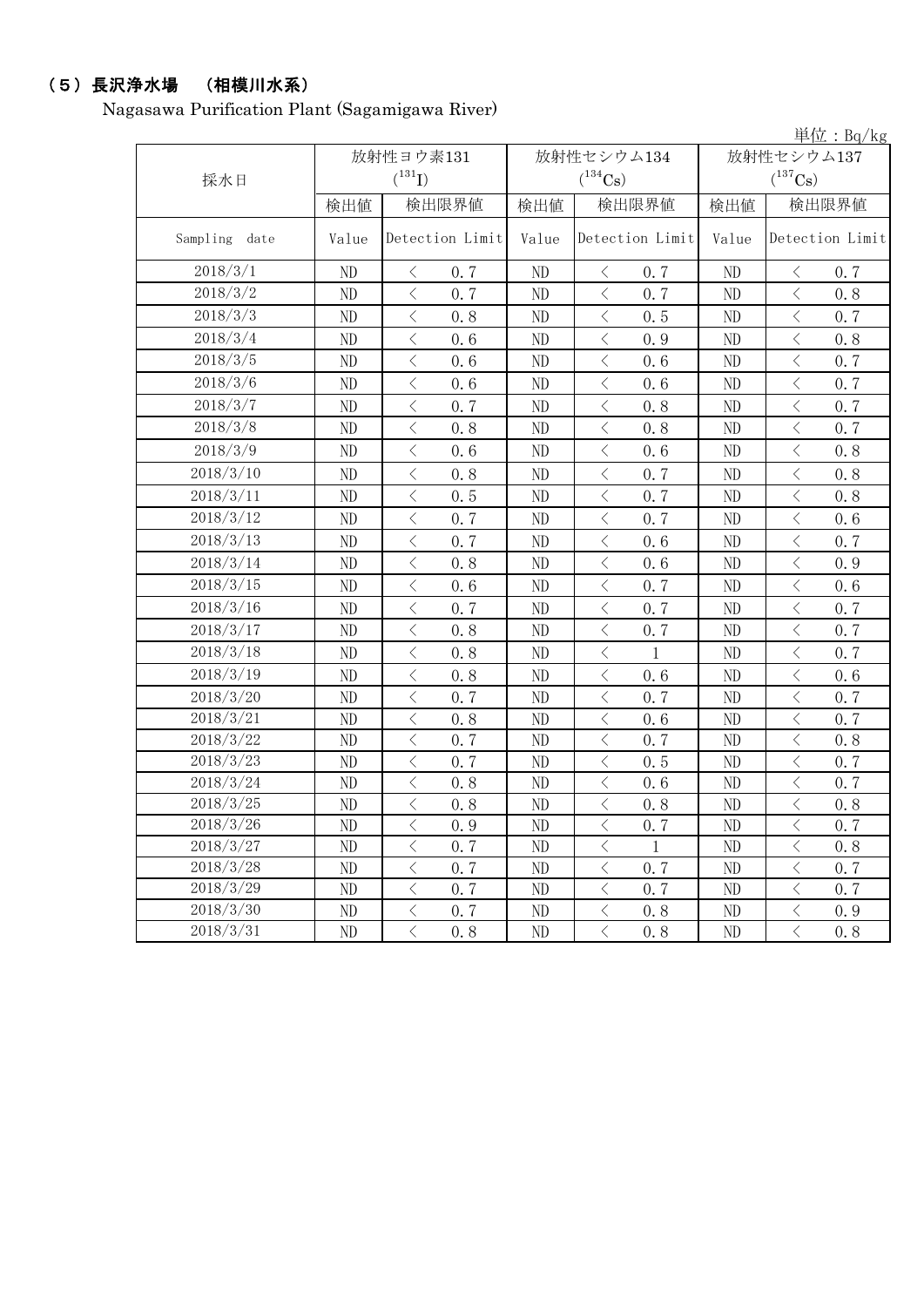## （5）長沢浄水場　（相模川水系）

Nagasawa Purification Plant (Sagamigawa River)

単位：Bq/kg

| 採水日 | 放射性ヨウ素131 ($^{131}I$) | | 放射性セシウム134 ($^{134}Cs$) | | 放射性セシウム137 ($^{137}Cs$) | |
|---|---|---|---|---|---|---|
| | 検出値 | 検出限界値 | 検出値 | 検出限界値 | 検出値 | 検出限界値 |
| Sampling date | Value | Detection Limit | Value | Detection Limit | Value | Detection Limit |
| 2018/3/1 | ND | ＜ 0.7 | ND | ＜ 0.7 | ND | ＜ 0.7 |
| 2018/3/2 | ND | ＜ 0.7 | ND | ＜ 0.7 | ND | ＜ 0.8 |
| 2018/3/3 | ND | ＜ 0.8 | ND | ＜ 0.5 | ND | ＜ 0.7 |
| 2018/3/4 | ND | ＜ 0.6 | ND | ＜ 0.9 | ND | ＜ 0.8 |
| 2018/3/5 | ND | ＜ 0.6 | ND | ＜ 0.6 | ND | ＜ 0.7 |
| 2018/3/6 | ND | ＜ 0.6 | ND | ＜ 0.6 | ND | ＜ 0.7 |
| 2018/3/7 | ND | ＜ 0.7 | ND | ＜ 0.8 | ND | ＜ 0.7 |
| 2018/3/8 | ND | ＜ 0.8 | ND | ＜ 0.8 | ND | ＜ 0.7 |
| 2018/3/9 | ND | ＜ 0.6 | ND | ＜ 0.6 | ND | ＜ 0.8 |
| 2018/3/10 | ND | ＜ 0.8 | ND | ＜ 0.7 | ND | ＜ 0.8 |
| 2018/3/11 | ND | ＜ 0.5 | ND | ＜ 0.7 | ND | ＜ 0.8 |
| 2018/3/12 | ND | ＜ 0.7 | ND | ＜ 0.7 | ND | ＜ 0.6 |
| 2018/3/13 | ND | ＜ 0.7 | ND | ＜ 0.6 | ND | ＜ 0.7 |
| 2018/3/14 | ND | ＜ 0.8 | ND | ＜ 0.6 | ND | ＜ 0.9 |
| 2018/3/15 | ND | ＜ 0.6 | ND | ＜ 0.7 | ND | ＜ 0.6 |
| 2018/3/16 | ND | ＜ 0.7 | ND | ＜ 0.7 | ND | ＜ 0.7 |
| 2018/3/17 | ND | ＜ 0.8 | ND | ＜ 0.7 | ND | ＜ 0.7 |
| 2018/3/18 | ND | ＜ 0.8 | ND | ＜ 1 | ND | ＜ 0.7 |
| 2018/3/19 | ND | ＜ 0.8 | ND | ＜ 0.6 | ND | ＜ 0.6 |
| 2018/3/20 | ND | ＜ 0.7 | ND | ＜ 0.7 | ND | ＜ 0.7 |
| 2018/3/21 | ND | ＜ 0.8 | ND | ＜ 0.6 | ND | ＜ 0.7 |
| 2018/3/22 | ND | ＜ 0.7 | ND | ＜ 0.7 | ND | ＜ 0.8 |
| 2018/3/23 | ND | ＜ 0.7 | ND | ＜ 0.5 | ND | ＜ 0.7 |
| 2018/3/24 | ND | ＜ 0.8 | ND | ＜ 0.6 | ND | ＜ 0.7 |
| 2018/3/25 | ND | ＜ 0.8 | ND | ＜ 0.8 | ND | ＜ 0.8 |
| 2018/3/26 | ND | ＜ 0.9 | ND | ＜ 0.7 | ND | ＜ 0.7 |
| 2018/3/27 | ND | ＜ 0.7 | ND | ＜ 1 | ND | ＜ 0.8 |
| 2018/3/28 | ND | ＜ 0.7 | ND | ＜ 0.7 | ND | ＜ 0.7 |
| 2018/3/29 | ND | ＜ 0.7 | ND | ＜ 0.7 | ND | ＜ 0.7 |
| 2018/3/30 | ND | ＜ 0.7 | ND | ＜ 0.8 | ND | ＜ 0.9 |
| 2018/3/31 | ND | ＜ 0.8 | ND | ＜ 0.8 | ND | ＜ 0.8 |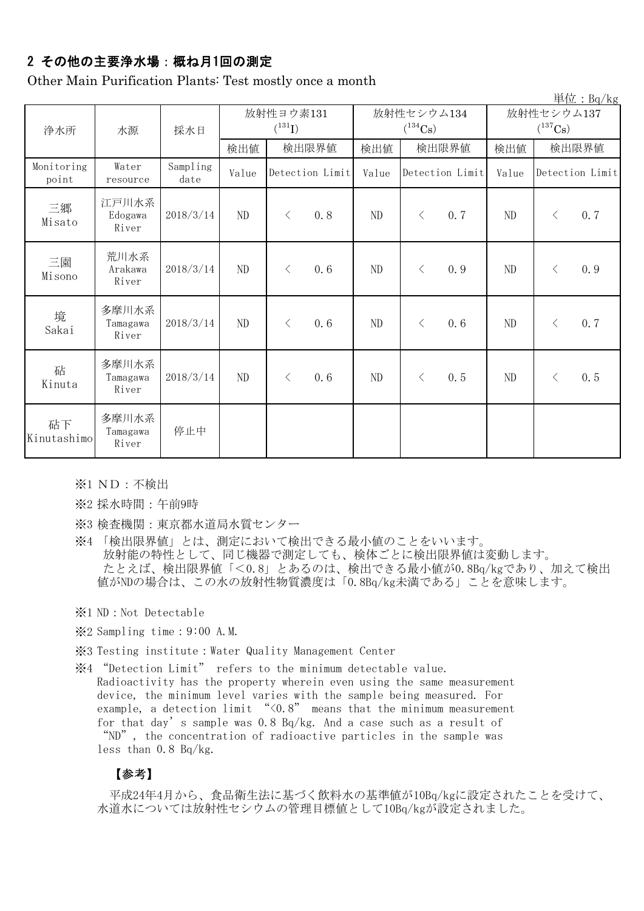## 2 その他の主要浄水場：概ね月1回の測定

Other Main Purification Plants: Test mostly once a month

単位：Bq/kg

| 浄水所 | 水源 | 採水日 | 放射性ヨウ素131 ($^{131}I$) | | | 放射性セシウム134 ($^{134}Cs$) | | | 放射性セシウム137 ($^{137}Cs$) | | |
|---|---|---|---|---|---|---|---|---|---|---|---|
| | | | 検出値 | 検出限界値 | | 検出値 | 検出限界値 | | 検出値 | 検出限界値 | |
| Monitoring point | Water resource | Sampling date | Value | Detection Limit | | Value | Detection Limit | | Value | Detection Limit | |
| 三郷 Misato | 江戸川水系 Edogawa River | 2018/3/14 | ND | < | 0.8 | ND | < | 0.7 | ND | < | 0.7 |
| 三園 Misono | 荒川水系 Arakawa River | 2018/3/14 | ND | < | 0.6 | ND | < | 0.9 | ND | < | 0.9 |
| 境 Sakai | 多摩川水系 Tamagawa River | 2018/3/14 | ND | < | 0.6 | ND | < | 0.6 | ND | < | 0.7 |
| 砧 Kinuta | 多摩川水系 Tamagawa River | 2018/3/14 | ND | < | 0.6 | ND | < | 0.5 | ND | < | 0.5 |
| 砧下 Kinutashimo | 多摩川水系 Tamagawa River | 停止中 | | | | | | | | | |

※1 ND：不検出

※2 採水時間：午前9時

※3 検査機関：東京都水道局水質センター

※4 「検出限界値」とは、測定において検出できる最小値のことをいいます。
放射能の特性として、同じ機器で測定しても、検体ごとに検出限界値は変動します。
たとえば、検出限界値「<0.8」とあるのは、検出できる最小値が0.8Bq/kgであり、加えて検出値がNDの場合は、この水の放射性物質濃度は「0.8Bq/kg未満である」ことを意味します。

※1 ND：Not Detectable

※2 Sampling time：9:00 A.M.

※3 Testing institute：Water Quality Management Center

※4 "Detection Limit" refers to the minimum detectable value.
Radioactivity has the property wherein even using the same measurement device, the minimum level varies with the sample being measured. For example, a detection limit "<0.8" means that the minimum measurement for that day's sample was 0.8 Bq/kg. And a case such as a result of "ND", the concentration of radioactive particles in the sample was less than 0.8 Bq/kg.

**【参考】**

平成24年4月から、食品衛生法に基づく飲料水の基準値が10Bq/kgに設定されたことを受けて、水道水については放射性セシウムの管理目標値として10Bq/kgが設定されました。